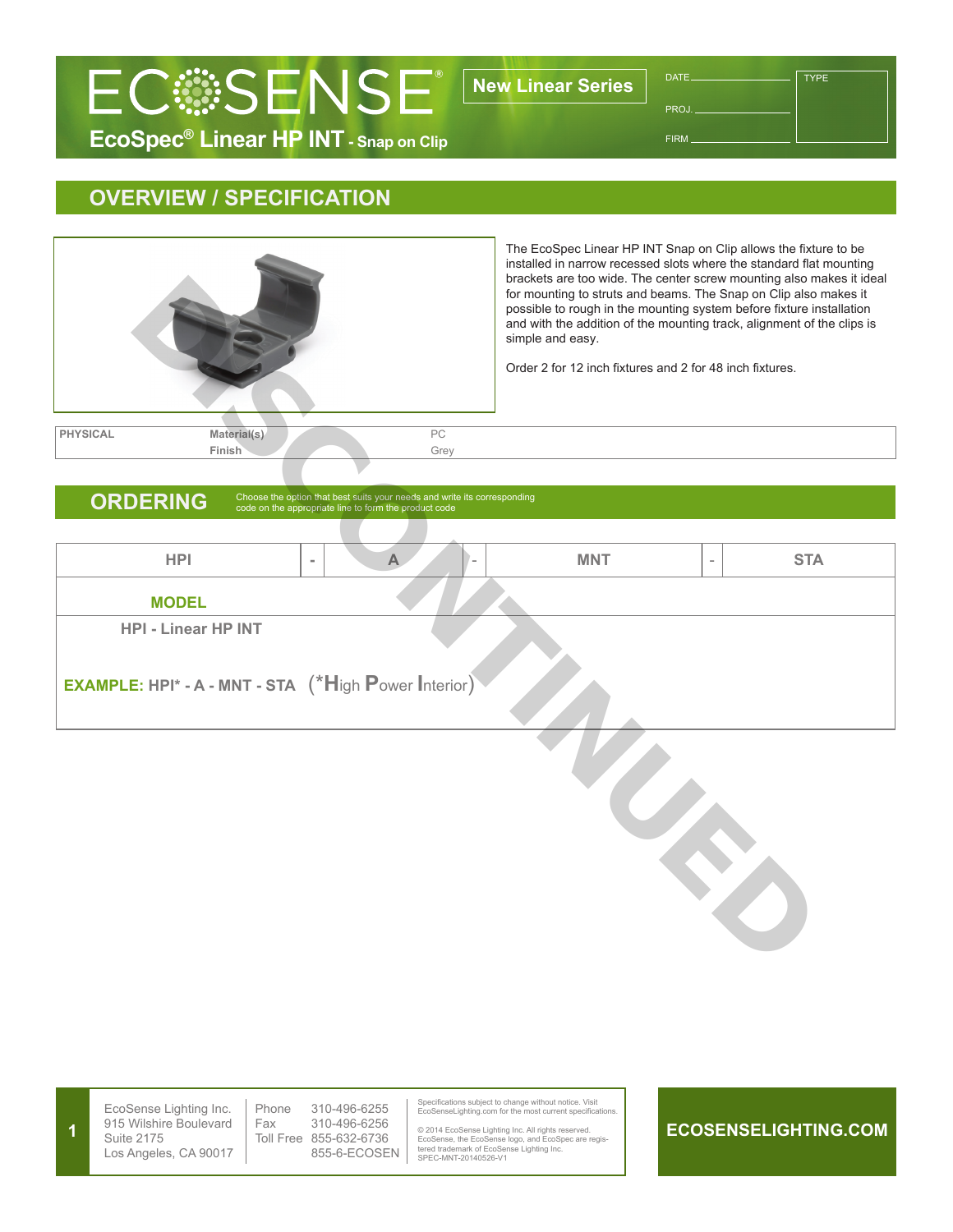# ECOSENSE®

**EcoSpec® Linear HP INT - Snap on Clip**

**New Linear Series**

DATE \_\_\_\_\_\_\_\_\_\_\_\_\_\_\_\_

PROJ. \_\_\_\_\_\_\_\_\_\_\_\_\_\_\_\_

FIRM \_\_\_\_\_\_\_\_\_\_\_\_\_\_\_\_

TYPE

DISCONTINUED

## OVERVIEW / SPECIFICATION

The EcoSpec Linear HP INT Snap on Clip allows the fixture to be installed in narrow recessed slots where the standard flat mounting brackets are too wide. The center screw mounting also makes it ideal for mounting to struts and beams. The Snap on Clip also makes it possible to rough in the mounting system before fixture installation and with the addition of the mounting track, alignment of the clips is simple and easy.

Order 2 for 12 inch fixtures and 2 for 48 inch fixtures.

| PHYSICAL | Material(s) | PC |
|---|---|---|
| | Finish | Grey |

## ORDERING

Choose the option that best suits your needs and write its corresponding code on the appropriate line to form the product code

| HPI | - | A | - | MNT | - | STA |
|---|---|---|---|---|---|---|

**MODEL**

HPI - Linear HP INT

**EXAMPLE: HPI* - A - MNT - STA** (*High Power Interior)

EcoSense Lighting Inc.
915 Wilshire Boulevard
Suite 2175
Los Angeles, CA 90017

Phone 310-496-6255
Fax 310-496-6256
Toll Free 855-632-6736
855-6-ECOSEN

Specifications subject to change without notice. Visit EcoSenseLighting.com for the most current specifications.

© 2014 EcoSense Lighting Inc. All rights reserved. EcoSense, the EcoSense logo, and EcoSpec are registered trademark of EcoSense Lighting Inc.
SPEC-MNT-20140526-V1

**ECOSENSELIGHTING.COM**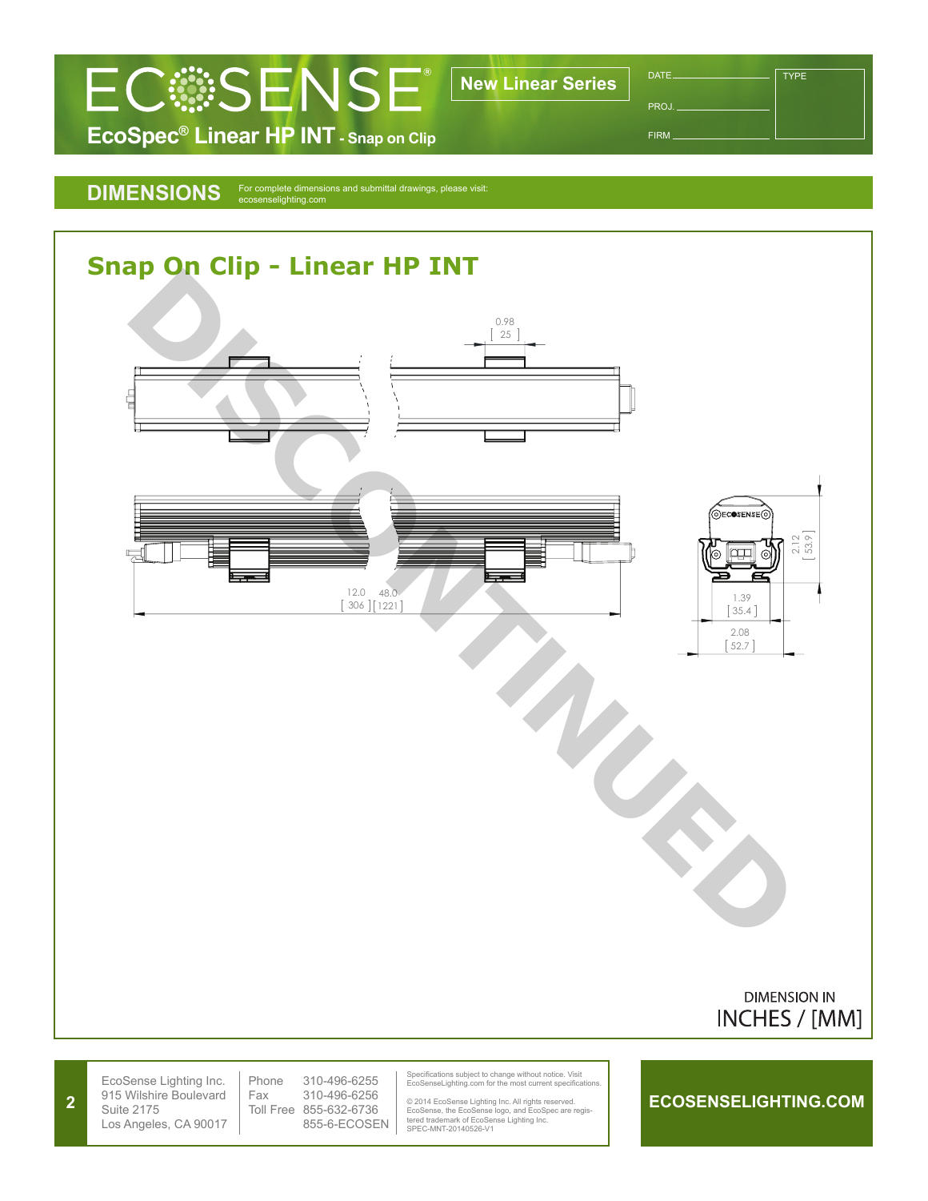# ECOSENSE®

**EcoSpec® Linear HP INT - Snap on Clip**

**New Linear Series**

DATE

PROJ.

FIRM

TYPE

## DIMENSIONS

For complete dimensions and submittal drawings, please visit: ecosenselighting.com

## Snap On Clip - Linear HP INT

DISCONTINUED

0.98 [ 25 ]

12.0 [ 306 ]

48.0 [1221]

2.12 [ 53.9 ]

1.39 [ 35.4 ]

2.08 [ 52.7 ]

DIMENSION IN INCHES / [MM]

EcoSense Lighting Inc.
915 Wilshire Boulevard
Suite 2175
Los Angeles, CA 90017

Phone 310-496-6255
Fax 310-496-6256
Toll Free 855-632-6736
855-6-ECOSEN

Specifications subject to change without notice. Visit EcoSenseLighting.com for the most current specifications.

© 2014 EcoSense Lighting Inc. All rights reserved. EcoSense, the EcoSense logo, and EcoSpec are registered trademark of EcoSense Lighting Inc.
SPEC-MNT-20140526-V1

**ECOSENSELIGHTING.COM**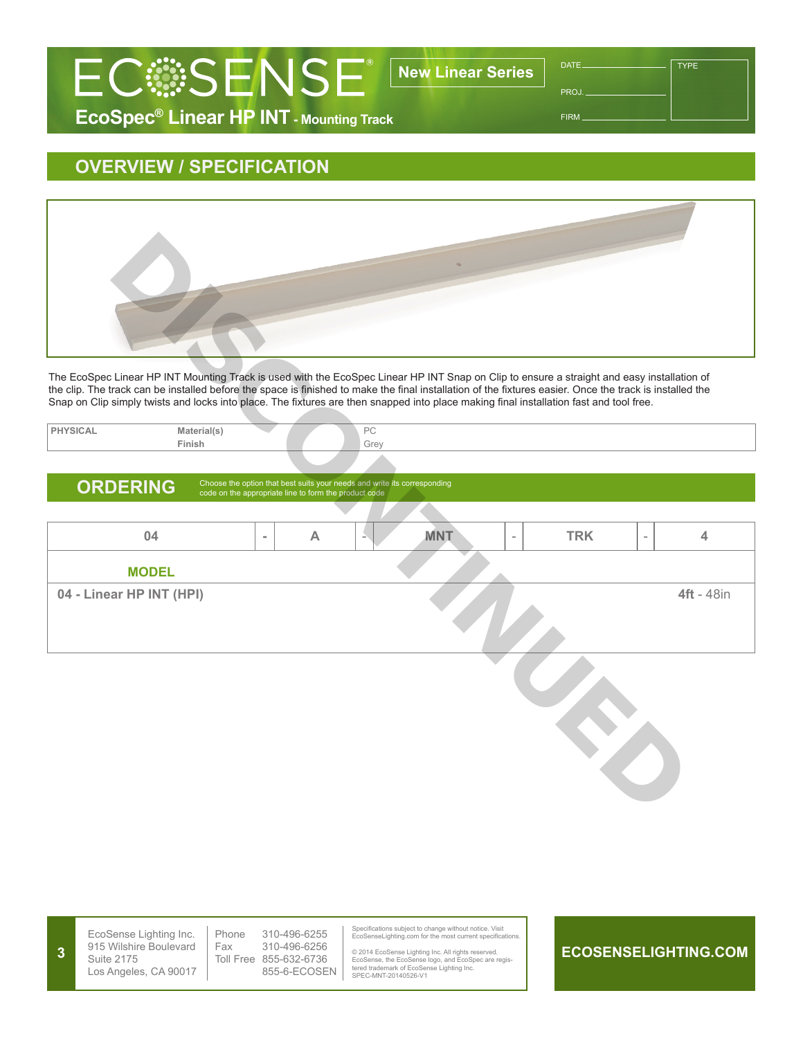# ECOSENSE®

**New Linear Series**

## EcoSpec® Linear HP INT - Mounting Track

DATE ____________ TYPE

PROJ. ____________

FIRM ____________

DISCONTINUED

## OVERVIEW / SPECIFICATION

The EcoSpec Linear HP INT Mounting Track is used with the EcoSpec Linear HP INT Snap on Clip to ensure a straight and easy installation of the clip. The track can be installed before the space is finished to make the final installation of the fixtures easier. Once the track is installed the Snap on Clip simply twists and locks into place. The fixtures are then snapped into place making final installation fast and tool free.

| PHYSICAL | Material(s) | PC |
|---|---|---|
| | Finish | Grey |

## ORDERING

Choose the option that best suits your needs and write its corresponding code on the appropriate line to form the product code

| 04 | - | A | - | MNT | - | TRK | - | 4 |
|---|---|---|---|---|---|---|---|---|
| **MODEL** | | | | | | | | |
| **04 - Linear HP INT (HPI)** | | | | | | | | **4ft** - 48in |

EcoSense Lighting Inc.
915 Wilshire Boulevard
Suite 2175
Los Angeles, CA 90017

Phone 310-496-6255
Fax 310-496-6256
Toll Free 855-632-6736
855-6-ECOSEN

Specifications subject to change without notice. Visit EcoSenseLighting.com for the most current specifications.

© 2014 EcoSense Lighting Inc. All rights reserved. EcoSense, the EcoSense logo, and EcoSpec are registered trademark of EcoSense Lighting Inc.
SPEC-MNT-20140526-V1

**ECOSENSELIGHTING.COM**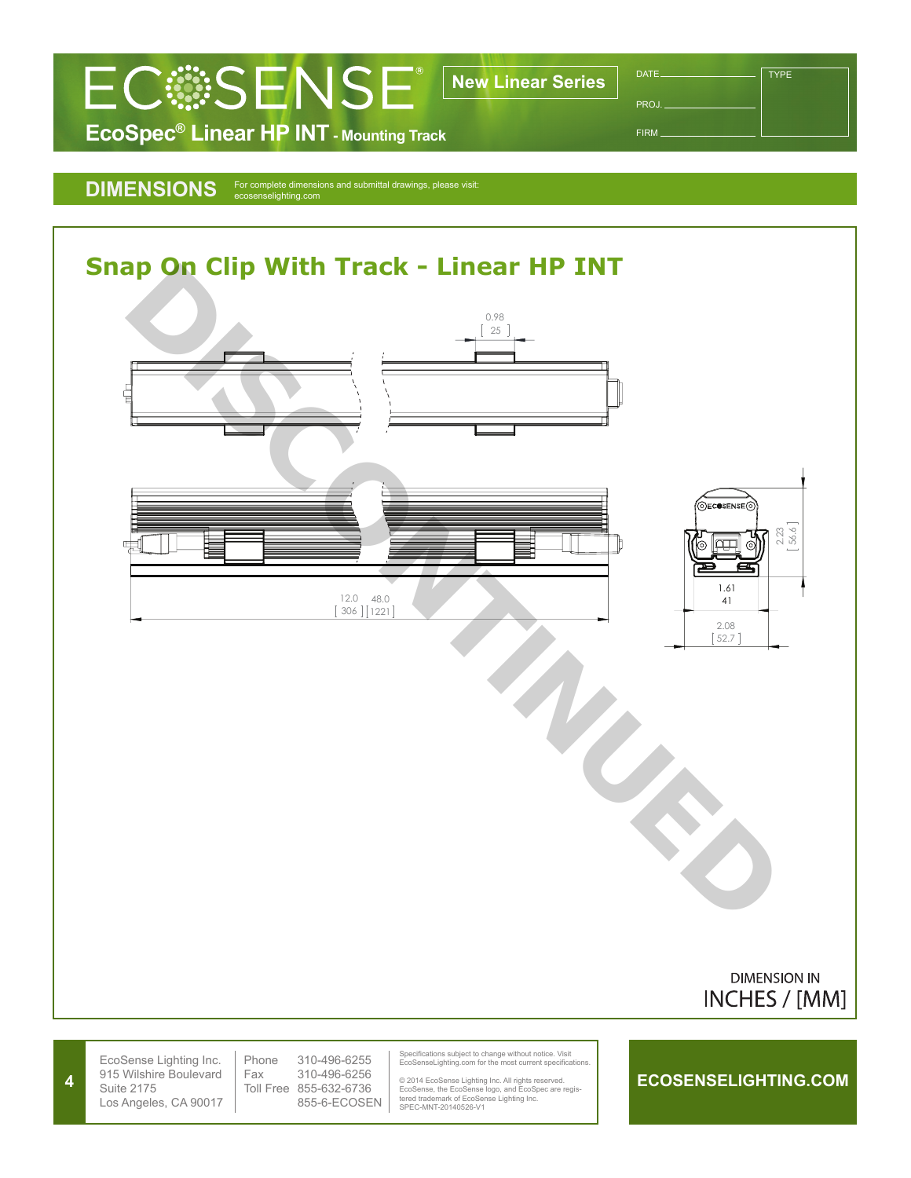# ECOSENSE®

**EcoSpec® Linear HP INT** - Mounting Track

**New Linear Series**

DATE ____________ TYPE

PROJ. ____________

FIRM ____________

## DIMENSIONS

For complete dimensions and submittal drawings, please visit: ecosenselighting.com

### Snap On Clip With Track - Linear HP INT

DISCONTINUED

0.98
[ 25 ]

12.0 [ 306 ]

48.0 [ 1221 ]

2.23 [ 56.6 ]

1.61
41

2.08
[ 52.7 ]

DIMENSION IN
INCHES / [MM]

EcoSense Lighting Inc.
915 Wilshire Boulevard
Suite 2175
Los Angeles, CA 90017

| | |
|---|---|
| Phone | 310-496-6255 |
| Fax | 310-496-6256 |
| Toll Free | 855-632-6736 |
| | 855-6-ECOSEN |

Specifications subject to change without notice. Visit EcoSenseLighting.com for the most current specifications.

© 2014 EcoSense Lighting Inc. All rights reserved. EcoSense, the EcoSense logo, and EcoSpec are registered trademark of EcoSense Lighting Inc.
SPEC-MNT-20140526-V1

**ECOSENSELIGHTING.COM**